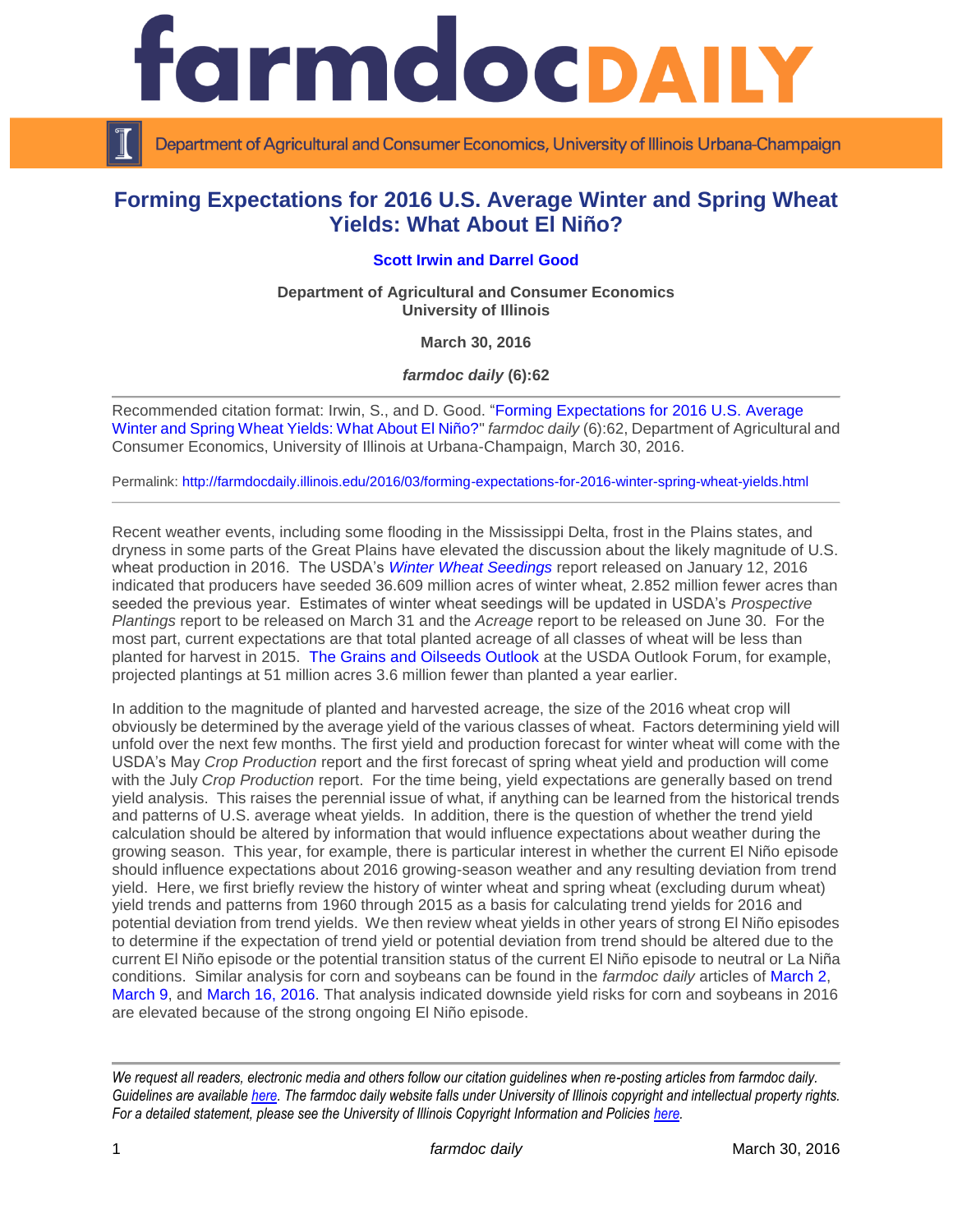# Forming Expectations for 2016 U.S. Average Winter and Spring Wheat Yields: What About El Niño?

**Scott Irwin and Darrel Good**

**Department of Agricultural and Consumer Economics**
**University of Illinois**

**March 30, 2016**

***farmdoc daily* (6):62**

Recommended citation format: Irwin, S., and D. Good. "Forming Expectations for 2016 U.S. Average Winter and Spring Wheat Yields: What About El Niño?" *farmdoc daily* (6):62, Department of Agricultural and Consumer Economics, University of Illinois at Urbana-Champaign, March 30, 2016.

Permalink: http://farmdocdaily.illinois.edu/2016/03/forming-expectations-for-2016-winter-spring-wheat-yields.html

Recent weather events, including some flooding in the Mississippi Delta, frost in the Plains states, and dryness in some parts of the Great Plains have elevated the discussion about the likely magnitude of U.S. wheat production in 2016. The USDA's *Winter Wheat Seedings* report released on January 12, 2016 indicated that producers have seeded 36.609 million acres of winter wheat, 2.852 million fewer acres than seeded the previous year. Estimates of winter wheat seedings will be updated in USDA's *Prospective Plantings* report to be released on March 31 and the *Acreage* report to be released on June 30. For the most part, current expectations are that total planted acreage of all classes of wheat will be less than planted for harvest in 2015. The Grains and Oilseeds Outlook at the USDA Outlook Forum, for example, projected plantings at 51 million acres 3.6 million fewer than planted a year earlier.

In addition to the magnitude of planted and harvested acreage, the size of the 2016 wheat crop will obviously be determined by the average yield of the various classes of wheat. Factors determining yield will unfold over the next few months. The first yield and production forecast for winter wheat will come with the USDA's May *Crop Production* report and the first forecast of spring wheat yield and production will come with the July *Crop Production* report. For the time being, yield expectations are generally based on trend yield analysis. This raises the perennial issue of what, if anything can be learned from the historical trends and patterns of U.S. average wheat yields. In addition, there is the question of whether the trend yield calculation should be altered by information that would influence expectations about weather during the growing season. This year, for example, there is particular interest in whether the current El Niño episode should influence expectations about 2016 growing-season weather and any resulting deviation from trend yield. Here, we first briefly review the history of winter wheat and spring wheat (excluding durum wheat) yield trends and patterns from 1960 through 2015 as a basis for calculating trend yields for 2016 and potential deviation from trend yields. We then review wheat yields in other years of strong El Niño episodes to determine if the expectation of trend yield or potential deviation from trend should be altered due to the current El Niño episode or the potential transition status of the current El Niño episode to neutral or La Niña conditions. Similar analysis for corn and soybeans can be found in the *farmdoc daily* articles of March 2, March 9, and March 16, 2016. That analysis indicated downside yield risks for corn and soybeans in 2016 are elevated because of the strong ongoing El Niño episode.

*We request all readers, electronic media and others follow our citation guidelines when re-posting articles from farmdoc daily. Guidelines are available here. The farmdoc daily website falls under University of Illinois copyright and intellectual property rights. For a detailed statement, please see the University of Illinois Copyright Information and Policies here.*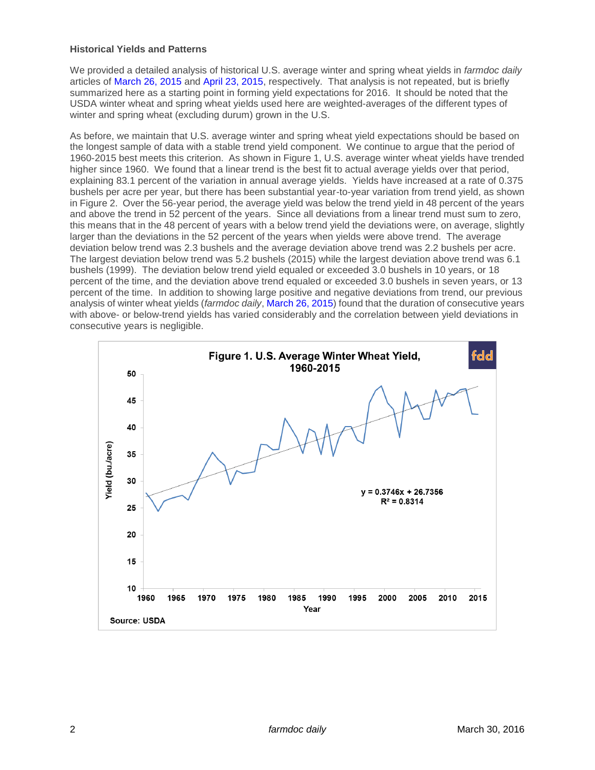### Historical Yields and Patterns

We provided a detailed analysis of historical U.S. average winter and spring wheat yields in *farmdoc daily* articles of March 26, 2015 and April 23, 2015, respectively. That analysis is not repeated, but is briefly summarized here as a starting point in forming yield expectations for 2016. It should be noted that the USDA winter wheat and spring wheat yields used here are weighted-averages of the different types of winter and spring wheat (excluding durum) grown in the U.S.

As before, we maintain that U.S. average winter and spring wheat yield expectations should be based on the longest sample of data with a stable trend yield component. We continue to argue that the period of 1960-2015 best meets this criterion. As shown in Figure 1, U.S. average winter wheat yields have trended higher since 1960. We found that a linear trend is the best fit to actual average yields over that period, explaining 83.1 percent of the variation in annual average yields. Yields have increased at a rate of 0.375 bushels per acre per year, but there has been substantial year-to-year variation from trend yield, as shown in Figure 2. Over the 56-year period, the average yield was below the trend yield in 48 percent of the years and above the trend in 52 percent of the years. Since all deviations from a linear trend must sum to zero, this means that in the 48 percent of years with a below trend yield the deviations were, on average, slightly larger than the deviations in the 52 percent of the years when yields were above trend. The average deviation below trend was 2.3 bushels and the average deviation above trend was 2.2 bushels per acre. The largest deviation below trend was 5.2 bushels (2015) while the largest deviation above trend was 6.1 bushels (1999). The deviation below trend yield equaled or exceeded 3.0 bushels in 10 years, or 18 percent of the time, and the deviation above trend equaled or exceeded 3.0 bushels in seven years, or 13 percent of the time. In addition to showing large positive and negative deviations from trend, our previous analysis of winter wheat yields (*farmdoc daily*, March 26, 2015) found that the duration of consecutive years with above- or below-trend yields has varied considerably and the correlation between yield deviations in consecutive years is negligible.

**Figure 1. U.S. Average Winter Wheat Yield, 1960-2015**

$y = 0.3746x + 26.7356$
$R^2 = 0.8314$

Source: USDA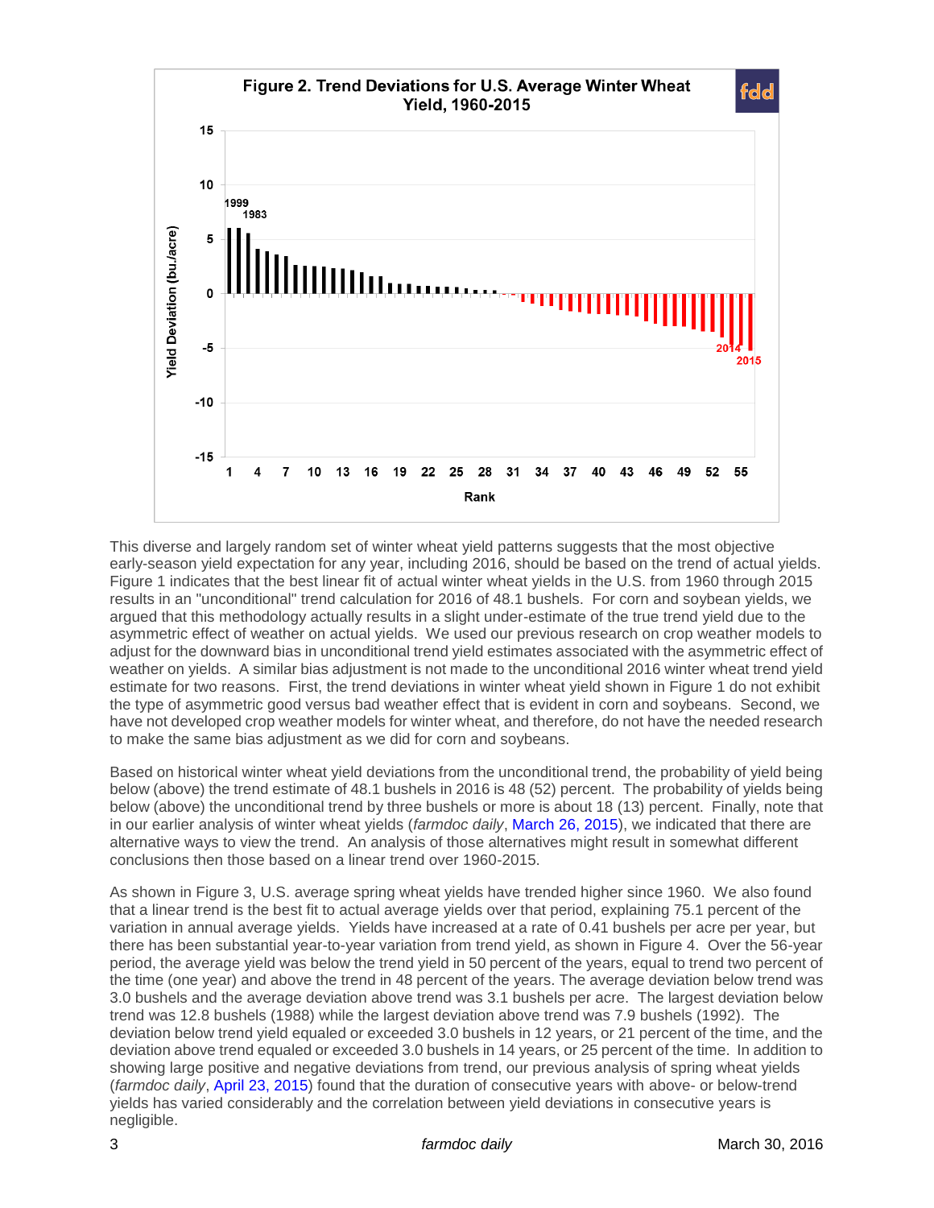**Figure 2. Trend Deviations for U.S. Average Winter Wheat Yield, 1960-2015**

This diverse and largely random set of winter wheat yield patterns suggests that the most objective early-season yield expectation for any year, including 2016, should be based on the trend of actual yields. Figure 1 indicates that the best linear fit of actual winter wheat yields in the U.S. from 1960 through 2015 results in an "unconditional" trend calculation for 2016 of 48.1 bushels. For corn and soybean yields, we argued that this methodology actually results in a slight under-estimate of the true trend yield due to the asymmetric effect of weather on actual yields. We used our previous research on crop weather models to adjust for the downward bias in unconditional trend yield estimates associated with the asymmetric effect of weather on yields. A similar bias adjustment is not made to the unconditional 2016 winter wheat trend yield estimate for two reasons. First, the trend deviations in winter wheat yield shown in Figure 1 do not exhibit the type of asymmetric good versus bad weather effect that is evident in corn and soybeans. Second, we have not developed crop weather models for winter wheat, and therefore, do not have the needed research to make the same bias adjustment as we did for corn and soybeans.

Based on historical winter wheat yield deviations from the unconditional trend, the probability of yield being below (above) the trend estimate of 48.1 bushels in 2016 is 48 (52) percent. The probability of yields being below (above) the unconditional trend by three bushels or more is about 18 (13) percent. Finally, note that in our earlier analysis of winter wheat yields (*farmdoc daily*, March 26, 2015), we indicated that there are alternative ways to view the trend. An analysis of those alternatives might result in somewhat different conclusions then those based on a linear trend over 1960-2015.

As shown in Figure 3, U.S. average spring wheat yields have trended higher since 1960. We also found that a linear trend is the best fit to actual average yields over that period, explaining 75.1 percent of the variation in annual average yields. Yields have increased at a rate of 0.41 bushels per acre per year, but there has been substantial year-to-year variation from trend yield, as shown in Figure 4. Over the 56-year period, the average yield was below the trend yield in 50 percent of the years, equal to trend two percent of the time (one year) and above the trend in 48 percent of the years. The average deviation below trend was 3.0 bushels and the average deviation above trend was 3.1 bushels per acre. The largest deviation below trend was 12.8 bushels (1988) while the largest deviation above trend was 7.9 bushels (1992). The deviation below trend yield equaled or exceeded 3.0 bushels in 12 years, or 21 percent of the time, and the deviation above trend equaled or exceeded 3.0 bushels in 14 years, or 25 percent of the time. In addition to showing large positive and negative deviations from trend, our previous analysis of spring wheat yields (*farmdoc daily*, April 23, 2015) found that the duration of consecutive years with above- or below-trend yields has varied considerably and the correlation between yield deviations in consecutive years is negligible.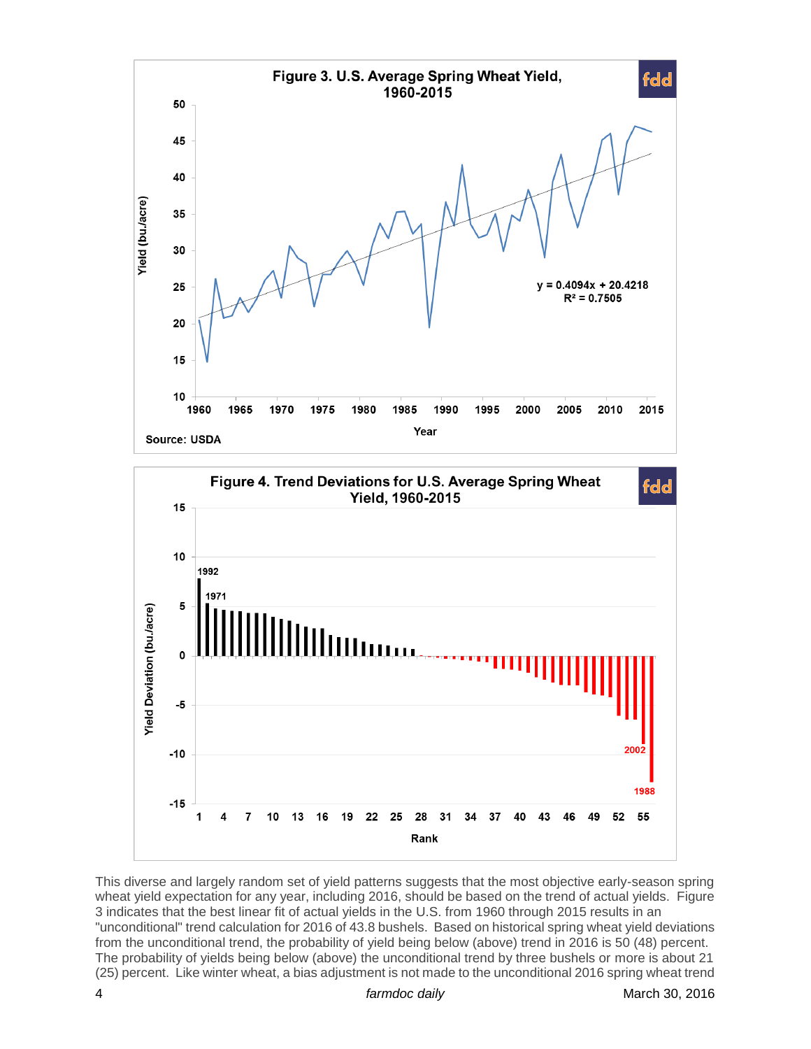Figure 3. U.S. Average Spring Wheat Yield, 1960-2015

Figure 4. Trend Deviations for U.S. Average Spring Wheat Yield, 1960-2015

This diverse and largely random set of yield patterns suggests that the most objective early-season spring wheat yield expectation for any year, including 2016, should be based on the trend of actual yields. Figure 3 indicates that the best linear fit of actual yields in the U.S. from 1960 through 2015 results in an "unconditional" trend calculation for 2016 of 43.8 bushels. Based on historical spring wheat yield deviations from the unconditional trend, the probability of yield being below (above) trend in 2016 is 50 (48) percent. The probability of yields being below (above) the unconditional trend by three bushels or more is about 21 (25) percent. Like winter wheat, a bias adjustment is not made to the unconditional 2016 spring wheat trend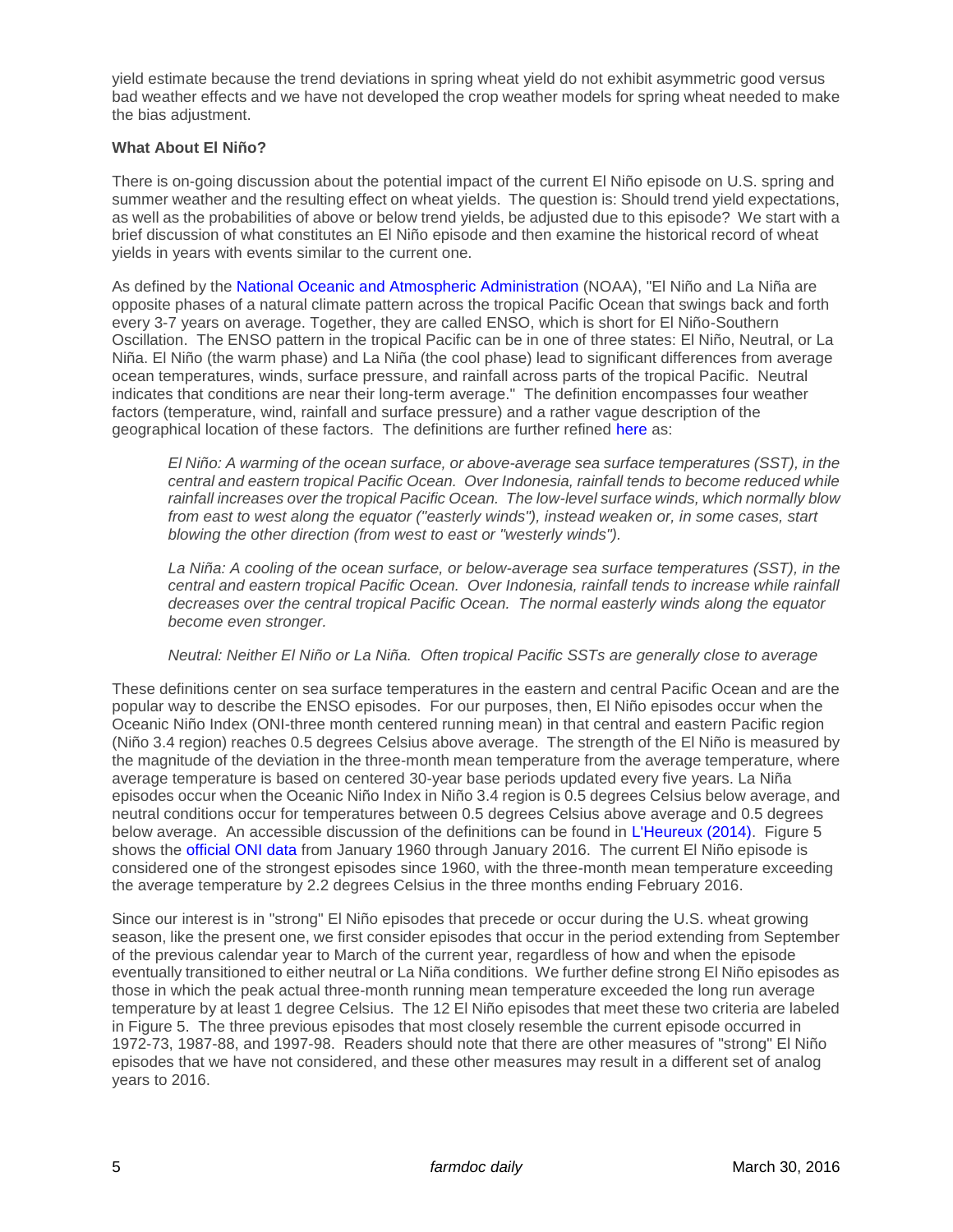yield estimate because the trend deviations in spring wheat yield do not exhibit asymmetric good versus bad weather effects and we have not developed the crop weather models for spring wheat needed to make the bias adjustment.

**What About El Niño?**

There is on-going discussion about the potential impact of the current El Niño episode on U.S. spring and summer weather and the resulting effect on wheat yields. The question is: Should trend yield expectations, as well as the probabilities of above or below trend yields, be adjusted due to this episode? We start with a brief discussion of what constitutes an El Niño episode and then examine the historical record of wheat yields in years with events similar to the current one.

As defined by the National Oceanic and Atmospheric Administration (NOAA), "El Niño and La Niña are opposite phases of a natural climate pattern across the tropical Pacific Ocean that swings back and forth every 3-7 years on average. Together, they are called ENSO, which is short for El Niño-Southern Oscillation. The ENSO pattern in the tropical Pacific can be in one of three states: El Niño, Neutral, or La Niña. El Niño (the warm phase) and La Niña (the cool phase) lead to significant differences from average ocean temperatures, winds, surface pressure, and rainfall across parts of the tropical Pacific. Neutral indicates that conditions are near their long-term average." The definition encompasses four weather factors (temperature, wind, rainfall and surface pressure) and a rather vague description of the geographical location of these factors. The definitions are further refined here as:

> *El Niño: A warming of the ocean surface, or above-average sea surface temperatures (SST), in the central and eastern tropical Pacific Ocean. Over Indonesia, rainfall tends to become reduced while rainfall increases over the tropical Pacific Ocean. The low-level surface winds, which normally blow from east to west along the equator ("easterly winds"), instead weaken or, in some cases, start blowing the other direction (from west to east or "westerly winds").*
>
> *La Niña: A cooling of the ocean surface, or below-average sea surface temperatures (SST), in the central and eastern tropical Pacific Ocean. Over Indonesia, rainfall tends to increase while rainfall decreases over the central tropical Pacific Ocean. The normal easterly winds along the equator become even stronger.*
>
> *Neutral: Neither El Niño or La Niña. Often tropical Pacific SSTs are generally close to average*

These definitions center on sea surface temperatures in the eastern and central Pacific Ocean and are the popular way to describe the ENSO episodes. For our purposes, then, El Niño episodes occur when the Oceanic Niño Index (ONI-three month centered running mean) in that central and eastern Pacific region (Niño 3.4 region) reaches 0.5 degrees Celsius above average. The strength of the El Niño is measured by the magnitude of the deviation in the three-month mean temperature from the average temperature, where average temperature is based on centered 30-year base periods updated every five years. La Niña episodes occur when the Oceanic Niño Index in Niño 3.4 region is 0.5 degrees Celsius below average, and neutral conditions occur for temperatures between 0.5 degrees Celsius above average and 0.5 degrees below average. An accessible discussion of the definitions can be found in L'Heureux (2014). Figure 5 shows the official ONI data from January 1960 through January 2016. The current El Niño episode is considered one of the strongest episodes since 1960, with the three-month mean temperature exceeding the average temperature by 2.2 degrees Celsius in the three months ending February 2016.

Since our interest is in "strong" El Niño episodes that precede or occur during the U.S. wheat growing season, like the present one, we first consider episodes that occur in the period extending from September of the previous calendar year to March of the current year, regardless of how and when the episode eventually transitioned to either neutral or La Niña conditions. We further define strong El Niño episodes as those in which the peak actual three-month running mean temperature exceeded the long run average temperature by at least 1 degree Celsius. The 12 El Niño episodes that meet these two criteria are labeled in Figure 5. The three previous episodes that most closely resemble the current episode occurred in 1972-73, 1987-88, and 1997-98. Readers should note that there are other measures of "strong" El Niño episodes that we have not considered, and these other measures may result in a different set of analog years to 2016.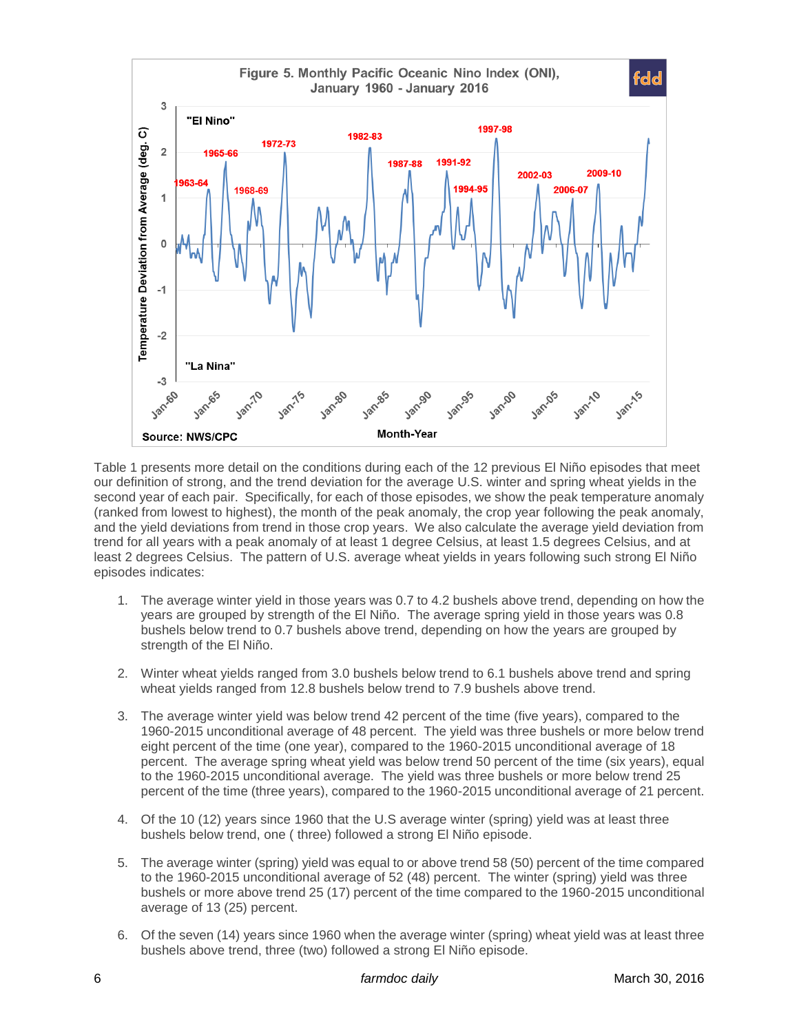Figure 5. Monthly Pacific Oceanic Nino Index (ONI), January 1960 - January 2016

Source: NWS/CPC

Table 1 presents more detail on the conditions during each of the 12 previous El Niño episodes that meet our definition of strong, and the trend deviation for the average U.S. winter and spring wheat yields in the second year of each pair. Specifically, for each of those episodes, we show the peak temperature anomaly (ranked from lowest to highest), the month of the peak anomaly, the crop year following the peak anomaly, and the yield deviations from trend in those crop years. We also calculate the average yield deviation from trend for all years with a peak anomaly of at least 1 degree Celsius, at least 1.5 degrees Celsius, and at least 2 degrees Celsius. The pattern of U.S. average wheat yields in years following such strong El Niño episodes indicates:

1. The average winter yield in those years was 0.7 to 4.2 bushels above trend, depending on how the years are grouped by strength of the El Niño. The average spring yield in those years was 0.8 bushels below trend to 0.7 bushels above trend, depending on how the years are grouped by strength of the El Niño.

2. Winter wheat yields ranged from 3.0 bushels below trend to 6.1 bushels above trend and spring wheat yields ranged from 12.8 bushels below trend to 7.9 bushels above trend.

3. The average winter yield was below trend 42 percent of the time (five years), compared to the 1960-2015 unconditional average of 48 percent. The yield was three bushels or more below trend eight percent of the time (one year), compared to the 1960-2015 unconditional average of 18 percent. The average spring wheat yield was below trend 50 percent of the time (six years), equal to the 1960-2015 unconditional average. The yield was three bushels or more below trend 25 percent of the time (three years), compared to the 1960-2015 unconditional average of 21 percent.

4. Of the 10 (12) years since 1960 that the U.S average winter (spring) yield was at least three bushels below trend, one ( three) followed a strong El Niño episode.

5. The average winter (spring) yield was equal to or above trend 58 (50) percent of the time compared to the 1960-2015 unconditional average of 52 (48) percent. The winter (spring) yield was three bushels or more above trend 25 (17) percent of the time compared to the 1960-2015 unconditional average of 13 (25) percent.

6. Of the seven (14) years since 1960 when the average winter (spring) wheat yield was at least three bushels above trend, three (two) followed a strong El Niño episode.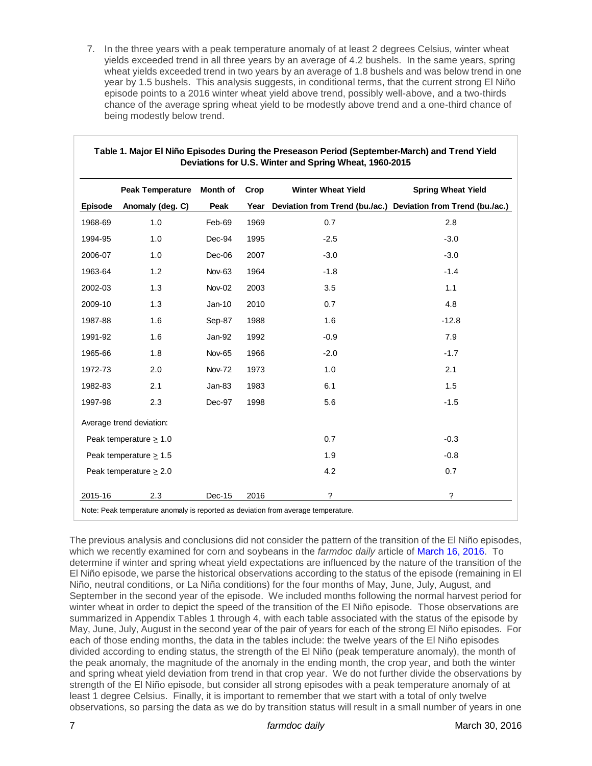7. In the three years with a peak temperature anomaly of at least 2 degrees Celsius, winter wheat yields exceeded trend in all three years by an average of 4.2 bushels. In the same years, spring wheat yields exceeded trend in two years by an average of 1.8 bushels and was below trend in one year by 1.5 bushels. This analysis suggests, in conditional terms, that the current strong El Niño episode points to a 2016 winter wheat yield above trend, possibly well-above, and a two-thirds chance of the average spring wheat yield to be modestly above trend and a one-third chance of being modestly below trend.

**Table 1. Major El Niño Episodes During the Preseason Period (September-March) and Trend Yield Deviations for U.S. Winter and Spring Wheat, 1960-2015**

| Episode | Peak Temperature Anomaly (deg. C) | Month of Peak | Crop Year | Winter Wheat Yield Deviation from Trend (bu./ac.) | Spring Wheat Yield Deviation from Trend (bu./ac.) |
|---|---|---|---|---|---|
| 1968-69 | 1.0 | Feb-69 | 1969 | 0.7 | 2.8 |
| 1994-95 | 1.0 | Dec-94 | 1995 | -2.5 | -3.0 |
| 2006-07 | 1.0 | Dec-06 | 2007 | -3.0 | -3.0 |
| 1963-64 | 1.2 | Nov-63 | 1964 | -1.8 | -1.4 |
| 2002-03 | 1.3 | Nov-02 | 2003 | 3.5 | 1.1 |
| 2009-10 | 1.3 | Jan-10 | 2010 | 0.7 | 4.8 |
| 1987-88 | 1.6 | Sep-87 | 1988 | 1.6 | -12.8 |
| 1991-92 | 1.6 | Jan-92 | 1992 | -0.9 | 7.9 |
| 1965-66 | 1.8 | Nov-65 | 1966 | -2.0 | -1.7 |
| 1972-73 | 2.0 | Nov-72 | 1973 | 1.0 | 2.1 |
| 1982-83 | 2.1 | Jan-83 | 1983 | 6.1 | 1.5 |
| 1997-98 | 2.3 | Dec-97 | 1998 | 5.6 | -1.5 |
| Average trend deviation: | | | | | |
| Peak temperature ≥ 1.0 | | | | 0.7 | -0.3 |
| Peak temperature ≥ 1.5 | | | | 1.9 | -0.8 |
| Peak temperature ≥ 2.0 | | | | 4.2 | 0.7 |
| 2015-16 | 2.3 | Dec-15 | 2016 | ? | ? |

Note: Peak temperature anomaly is reported as deviation from average temperature.

The previous analysis and conclusions did not consider the pattern of the transition of the El Niño episodes, which we recently examined for corn and soybeans in the *farmdoc daily* article of March 16, 2016. To determine if winter and spring wheat yield expectations are influenced by the nature of the transition of the El Niño episode, we parse the historical observations according to the status of the episode (remaining in El Niño, neutral conditions, or La Niña conditions) for the four months of May, June, July, August, and September in the second year of the episode. We included months following the normal harvest period for winter wheat in order to depict the speed of the transition of the El Niño episode. Those observations are summarized in Appendix Tables 1 through 4, with each table associated with the status of the episode by May, June, July, August in the second year of the pair of years for each of the strong El Niño episodes. For each of those ending months, the data in the tables include: the twelve years of the El Niño episodes divided according to ending status, the strength of the El Niño (peak temperature anomaly), the month of the peak anomaly, the magnitude of the anomaly in the ending month, the crop year, and both the winter and spring wheat yield deviation from trend in that crop year. We do not further divide the observations by strength of the El Niño episode, but consider all strong episodes with a peak temperature anomaly of at least 1 degree Celsius. Finally, it is important to remember that we start with a total of only twelve observations, so parsing the data as we do by transition status will result in a small number of years in one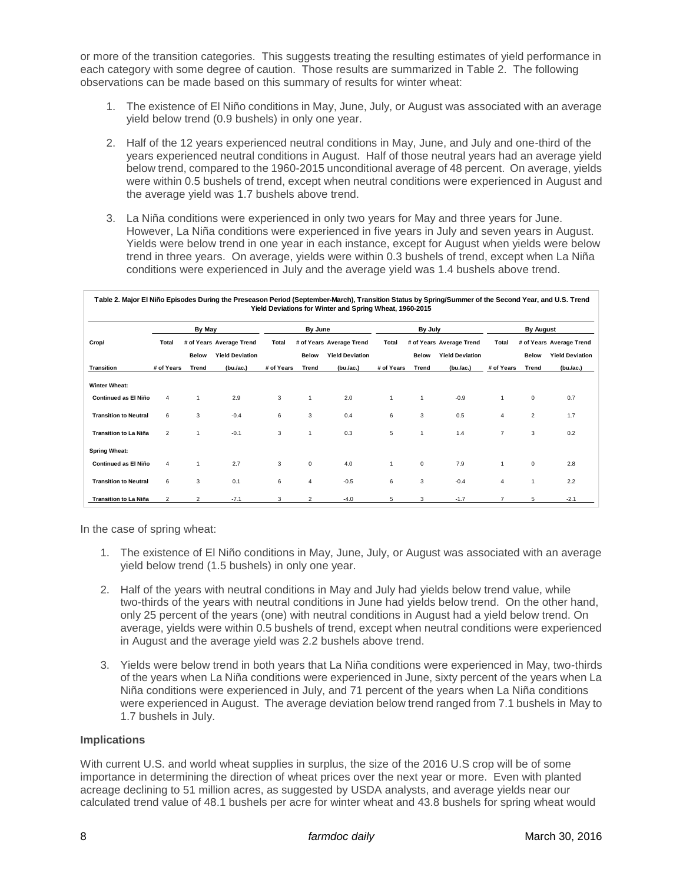or more of the transition categories. This suggests treating the resulting estimates of yield performance in each category with some degree of caution. Those results are summarized in Table 2. The following observations can be made based on this summary of results for winter wheat:

1. The existence of El Niño conditions in May, June, July, or August was associated with an average yield below trend (0.9 bushels) in only one year.

2. Half of the 12 years experienced neutral conditions in May, June, and July and one-third of the years experienced neutral conditions in August. Half of those neutral years had an average yield below trend, compared to the 1960-2015 unconditional average of 48 percent. On average, yields were within 0.5 bushels of trend, except when neutral conditions were experienced in August and the average yield was 1.7 bushels above trend.

3. La Niña conditions were experienced in only two years for May and three years for June. However, La Niña conditions were experienced in five years in July and seven years in August. Yields were below trend in one year in each instance, except for August when yields were below trend in three years. On average, yields were within 0.3 bushels of trend, except when La Niña conditions were experienced in July and the average yield was 1.4 bushels above trend.

**Table 2. Major El Niño Episodes During the Preseason Period (September-March), Transition Status by Spring/Summer of the Second Year, and U.S. Trend Yield Deviations for Winter and Spring Wheat, 1960-2015**

| Crop/ | By May | | | By June | | | By July | | | By August | | |
|---|---|---|---|---|---|---|---|---|---|---|---|---|
| Transition | Total # of Years | # of Years Below Trend | Average Trend Yield Deviation (bu./ac.) | Total # of Years | # of Years Below Trend | Average Trend Yield Deviation (bu./ac.) | Total # of Years | # of Years Below Trend | Average Trend Yield Deviation (bu./ac.) | Total # of Years | # of Years Below Trend | Average Trend Yield Deviation (bu./ac.) |
| **Winter Wheat:** | | | | | | | | | | | | |
| Continued as El Niño | 4 | 1 | 2.9 | 3 | 1 | 2.0 | 1 | 1 | -0.9 | 1 | 0 | 0.7 |
| Transition to Neutral | 6 | 3 | -0.4 | 6 | 3 | 0.4 | 6 | 3 | 0.5 | 4 | 2 | 1.7 |
| Transition to La Niña | 2 | 1 | -0.1 | 3 | 1 | 0.3 | 5 | 1 | 1.4 | 7 | 3 | 0.2 |
| **Spring Wheat:** | | | | | | | | | | | | |
| Continued as El Niño | 4 | 1 | 2.7 | 3 | 0 | 4.0 | 1 | 0 | 7.9 | 1 | 0 | 2.8 |
| Transition to Neutral | 6 | 3 | 0.1 | 6 | 4 | -0.5 | 6 | 3 | -0.4 | 4 | 1 | 2.2 |
| Transition to La Niña | 2 | 2 | -7.1 | 3 | 2 | -4.0 | 5 | 3 | -1.7 | 7 | 5 | -2.1 |

In the case of spring wheat:

1. The existence of El Niño conditions in May, June, July, or August was associated with an average yield below trend (1.5 bushels) in only one year.

2. Half of the years with neutral conditions in May and July had yields below trend value, while two-thirds of the years with neutral conditions in June had yields below trend. On the other hand, only 25 percent of the years (one) with neutral conditions in August had a yield below trend. On average, yields were within 0.5 bushels of trend, except when neutral conditions were experienced in August and the average yield was 2.2 bushels above trend.

3. Yields were below trend in both years that La Niña conditions were experienced in May, two-thirds of the years when La Niña conditions were experienced in June, sixty percent of the years when La Niña conditions were experienced in July, and 71 percent of the years when La Niña conditions were experienced in August. The average deviation below trend ranged from 7.1 bushels in May to 1.7 bushels in July.

### Implications

With current U.S. and world wheat supplies in surplus, the size of the 2016 U.S crop will be of some importance in determining the direction of wheat prices over the next year or more. Even with planted acreage declining to 51 million acres, as suggested by USDA analysts, and average yields near our calculated trend value of 48.1 bushels per acre for winter wheat and 43.8 bushels for spring wheat would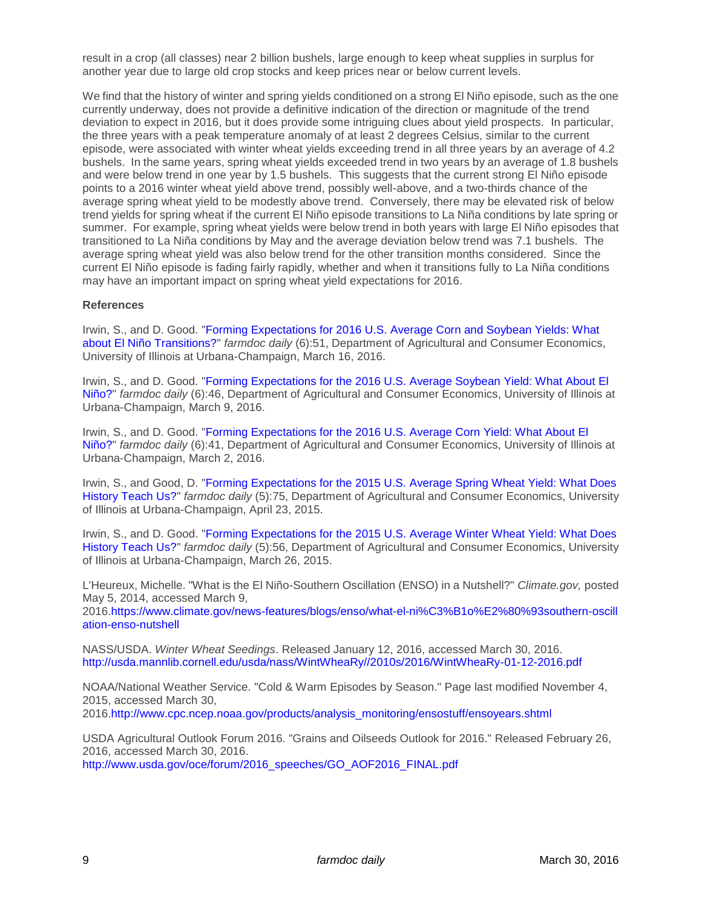result in a crop (all classes) near 2 billion bushels, large enough to keep wheat supplies in surplus for another year due to large old crop stocks and keep prices near or below current levels.

We find that the history of winter and spring yields conditioned on a strong El Niño episode, such as the one currently underway, does not provide a definitive indication of the direction or magnitude of the trend deviation to expect in 2016, but it does provide some intriguing clues about yield prospects. In particular, the three years with a peak temperature anomaly of at least 2 degrees Celsius, similar to the current episode, were associated with winter wheat yields exceeding trend in all three years by an average of 4.2 bushels. In the same years, spring wheat yields exceeded trend in two years by an average of 1.8 bushels and were below trend in one year by 1.5 bushels. This suggests that the current strong El Niño episode points to a 2016 winter wheat yield above trend, possibly well-above, and a two-thirds chance of the average spring wheat yield to be modestly above trend. Conversely, there may be elevated risk of below trend yields for spring wheat if the current El Niño episode transitions to La Niña conditions by late spring or summer. For example, spring wheat yields were below trend in both years with large El Niño episodes that transitioned to La Niña conditions by May and the average deviation below trend was 7.1 bushels. The average spring wheat yield was also below trend for the other transition months considered. Since the current El Niño episode is fading fairly rapidly, whether and when it transitions fully to La Niña conditions may have an important impact on spring wheat yield expectations for 2016.

**References**

Irwin, S., and D. Good. "Forming Expectations for 2016 U.S. Average Corn and Soybean Yields: What about El Niño Transitions?" *farmdoc daily* (6):51, Department of Agricultural and Consumer Economics, University of Illinois at Urbana-Champaign, March 16, 2016.

Irwin, S., and D. Good. "Forming Expectations for the 2016 U.S. Average Soybean Yield: What About El Niño?" *farmdoc daily* (6):46, Department of Agricultural and Consumer Economics, University of Illinois at Urbana-Champaign, March 9, 2016.

Irwin, S., and D. Good. "Forming Expectations for the 2016 U.S. Average Corn Yield: What About El Niño?" *farmdoc daily* (6):41, Department of Agricultural and Consumer Economics, University of Illinois at Urbana-Champaign, March 2, 2016.

Irwin, S., and Good, D. "Forming Expectations for the 2015 U.S. Average Spring Wheat Yield: What Does History Teach Us?" *farmdoc daily* (5):75, Department of Agricultural and Consumer Economics, University of Illinois at Urbana-Champaign, April 23, 2015.

Irwin, S., and D. Good. "Forming Expectations for the 2015 U.S. Average Winter Wheat Yield: What Does History Teach Us?" *farmdoc daily* (5):56, Department of Agricultural and Consumer Economics, University of Illinois at Urbana-Champaign, March 26, 2015.

L'Heureux, Michelle. "What is the El Niño-Southern Oscillation (ENSO) in a Nutshell?" *Climate.gov,* posted May 5, 2014, accessed March 9, 2016.https://www.climate.gov/news-features/blogs/enso/what-el-ni%C3%B1o%E2%80%93southern-oscillation-enso-nutshell

NASS/USDA. *Winter Wheat Seedings*. Released January 12, 2016, accessed March 30, 2016. http://usda.mannlib.cornell.edu/usda/nass/WintWheaRy//2010s/2016/WintWheaRy-01-12-2016.pdf

NOAA/National Weather Service. "Cold & Warm Episodes by Season." Page last modified November 4, 2015, accessed March 30, 2016.http://www.cpc.ncep.noaa.gov/products/analysis_monitoring/ensostuff/ensoyears.shtml

USDA Agricultural Outlook Forum 2016. "Grains and Oilseeds Outlook for 2016." Released February 26, 2016, accessed March 30, 2016. http://www.usda.gov/oce/forum/2016_speeches/GO_AOF2016_FINAL.pdf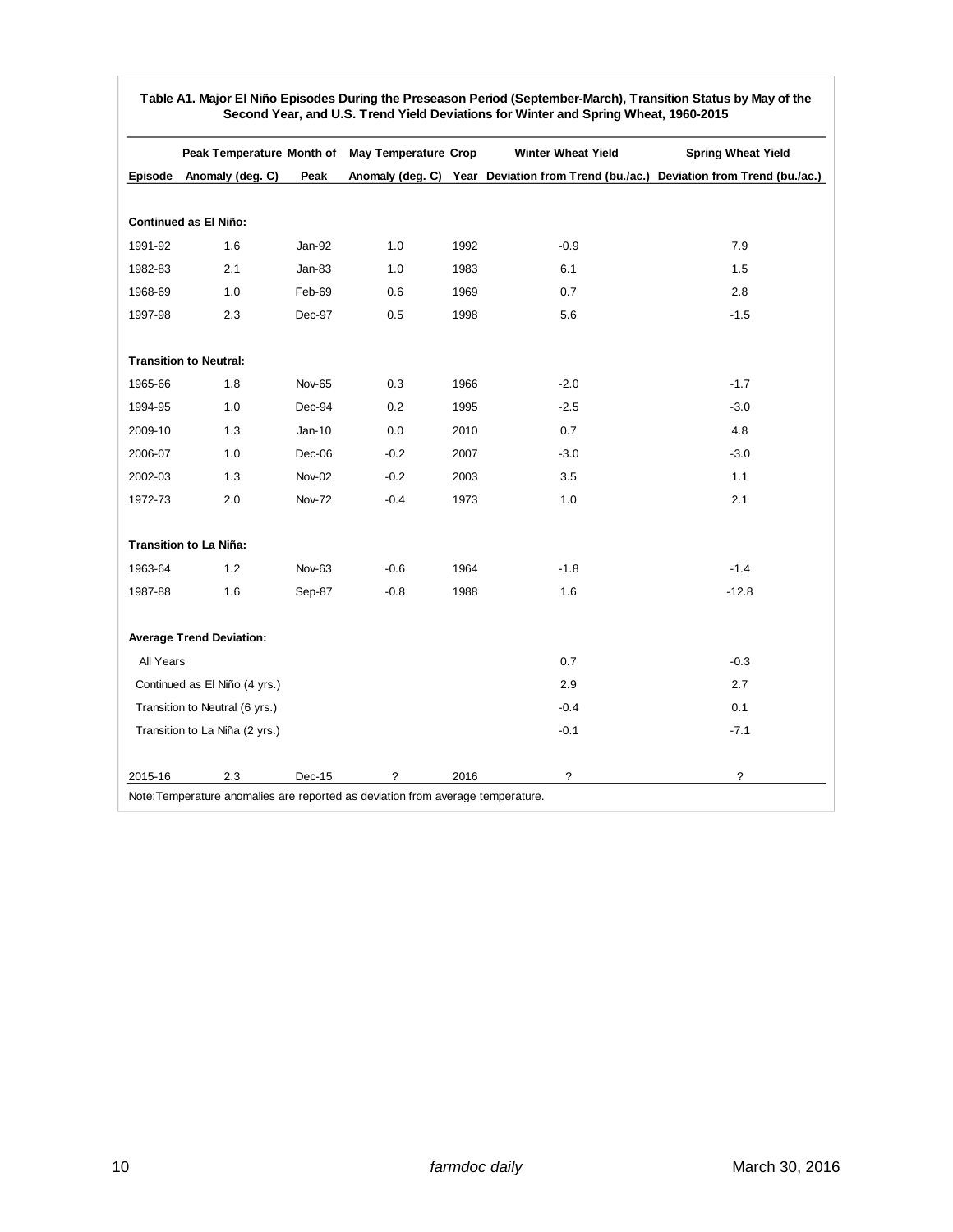**Table A1. Major El Niño Episodes During the Preseason Period (September-March), Transition Status by May of the Second Year, and U.S. Trend Yield Deviations for Winter and Spring Wheat, 1960-2015**

| Episode | Peak Temperature Anomaly (deg. C) | Month of Peak | May Temperature Anomaly (deg. C) | Crop Year | Winter Wheat Yield Deviation from Trend (bu./ac.) | Spring Wheat Yield Deviation from Trend (bu./ac.) |
|---|---|---|---|---|---|---|
| **Continued as El Niño:** | | | | | | |
| 1991-92 | 1.6 | Jan-92 | 1.0 | 1992 | -0.9 | 7.9 |
| 1982-83 | 2.1 | Jan-83 | 1.0 | 1983 | 6.1 | 1.5 |
| 1968-69 | 1.0 | Feb-69 | 0.6 | 1969 | 0.7 | 2.8 |
| 1997-98 | 2.3 | Dec-97 | 0.5 | 1998 | 5.6 | -1.5 |
| **Transition to Neutral:** | | | | | | |
| 1965-66 | 1.8 | Nov-65 | 0.3 | 1966 | -2.0 | -1.7 |
| 1994-95 | 1.0 | Dec-94 | 0.2 | 1995 | -2.5 | -3.0 |
| 2009-10 | 1.3 | Jan-10 | 0.0 | 2010 | 0.7 | 4.8 |
| 2006-07 | 1.0 | Dec-06 | -0.2 | 2007 | -3.0 | -3.0 |
| 2002-03 | 1.3 | Nov-02 | -0.2 | 2003 | 3.5 | 1.1 |
| 1972-73 | 2.0 | Nov-72 | -0.4 | 1973 | 1.0 | 2.1 |
| **Transition to La Niña:** | | | | | | |
| 1963-64 | 1.2 | Nov-63 | -0.6 | 1964 | -1.8 | -1.4 |
| 1987-88 | 1.6 | Sep-87 | -0.8 | 1988 | 1.6 | -12.8 |
| **Average Trend Deviation:** | | | | | | |
| All Years | | | | | 0.7 | -0.3 |
| Continued as El Niño (4 yrs.) | | | | | 2.9 | 2.7 |
| Transition to Neutral (6 yrs.) | | | | | -0.4 | 0.1 |
| Transition to La Niña (2 yrs.) | | | | | -0.1 | -7.1 |
| 2015-16 | 2.3 | Dec-15 | ? | 2016 | ? | ? |

Note: Temperature anomalies are reported as deviation from average temperature.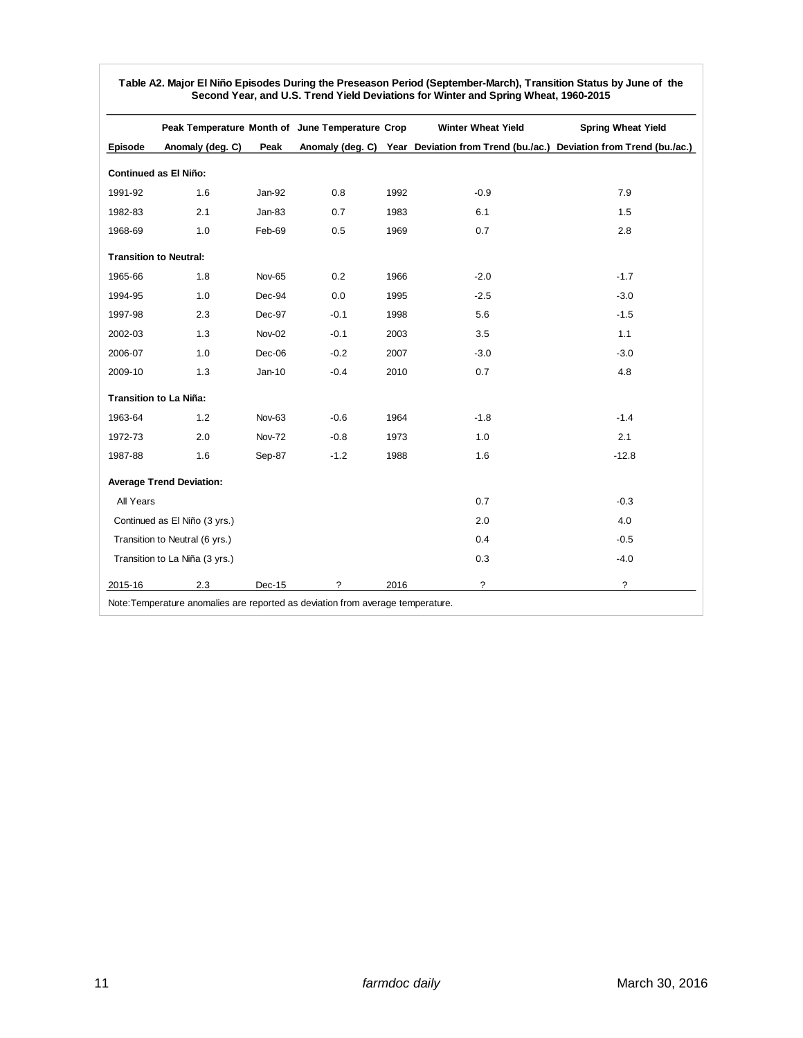**Table A2. Major El Niño Episodes During the Preseason Period (September-March), Transition Status by June of the Second Year, and U.S. Trend Yield Deviations for Winter and Spring Wheat, 1960-2015**

| Episode | Peak Temperature Anomaly (deg. C) | Month of Peak | June Temperature Anomaly (deg. C) | Crop Year | Winter Wheat Yield Deviation from Trend (bu./ac.) | Spring Wheat Yield Deviation from Trend (bu./ac.) |
|---|---|---|---|---|---|---|
| **Continued as El Niño:** | | | | | | |
| 1991-92 | 1.6 | Jan-92 | 0.8 | 1992 | -0.9 | 7.9 |
| 1982-83 | 2.1 | Jan-83 | 0.7 | 1983 | 6.1 | 1.5 |
| 1968-69 | 1.0 | Feb-69 | 0.5 | 1969 | 0.7 | 2.8 |
| **Transition to Neutral:** | | | | | | |
| 1965-66 | 1.8 | Nov-65 | 0.2 | 1966 | -2.0 | -1.7 |
| 1994-95 | 1.0 | Dec-94 | 0.0 | 1995 | -2.5 | -3.0 |
| 1997-98 | 2.3 | Dec-97 | -0.1 | 1998 | 5.6 | -1.5 |
| 2002-03 | 1.3 | Nov-02 | -0.1 | 2003 | 3.5 | 1.1 |
| 2006-07 | 1.0 | Dec-06 | -0.2 | 2007 | -3.0 | -3.0 |
| 2009-10 | 1.3 | Jan-10 | -0.4 | 2010 | 0.7 | 4.8 |
| **Transition to La Niña:** | | | | | | |
| 1963-64 | 1.2 | Nov-63 | -0.6 | 1964 | -1.8 | -1.4 |
| 1972-73 | 2.0 | Nov-72 | -0.8 | 1973 | 1.0 | 2.1 |
| 1987-88 | 1.6 | Sep-87 | -1.2 | 1988 | 1.6 | -12.8 |
| **Average Trend Deviation:** | | | | | | |
| All Years | | | | | 0.7 | -0.3 |
| Continued as El Niño (3 yrs.) | | | | | 2.0 | 4.0 |
| Transition to Neutral (6 yrs.) | | | | | 0.4 | -0.5 |
| Transition to La Niña (3 yrs.) | | | | | 0.3 | -4.0 |
| 2015-16 | 2.3 | Dec-15 | ? | 2016 | ? | ? |

Note: Temperature anomalies are reported as deviation from average temperature.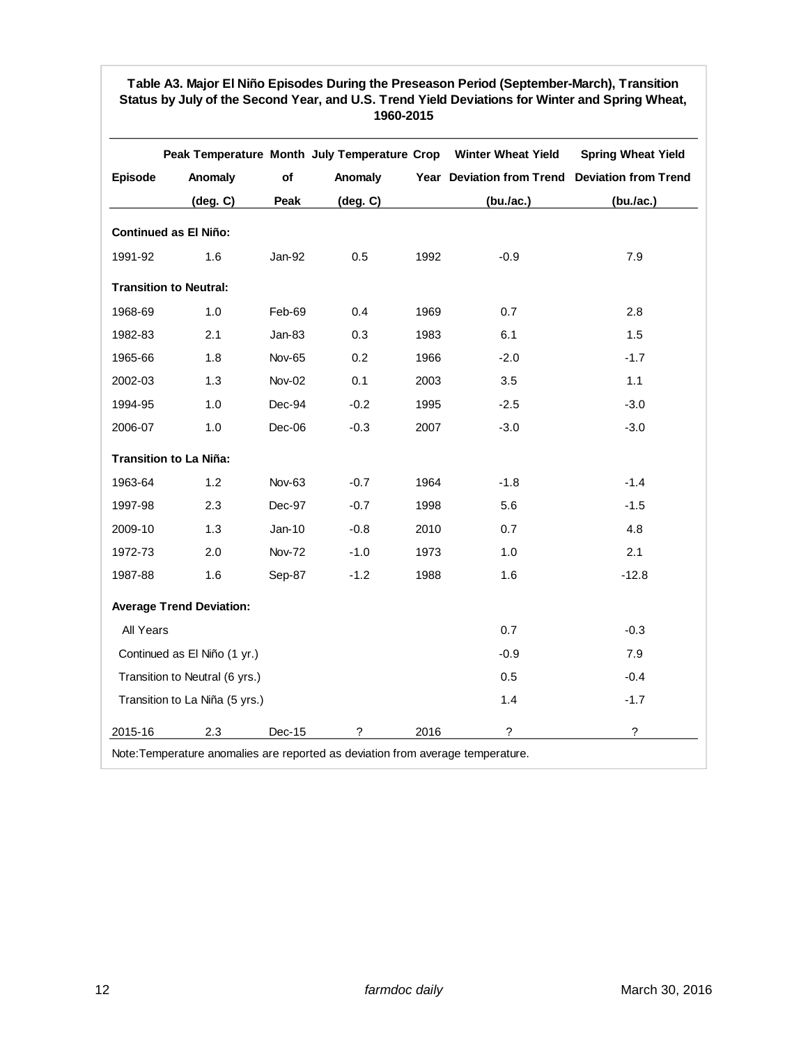**Table A3. Major El Niño Episodes During the Preseason Period (September-March), Transition Status by July of the Second Year, and U.S. Trend Yield Deviations for Winter and Spring Wheat, 1960-2015**

| Episode | Peak Temperature Anomaly (deg. C) | Month of Peak | July Temperature Anomaly (deg. C) | Crop Year | Winter Wheat Yield Deviation from Trend (bu./ac.) | Spring Wheat Yield Deviation from Trend (bu./ac.) |
|---|---|---|---|---|---|---|
| **Continued as El Niño:** | | | | | | |
| 1991-92 | 1.6 | Jan-92 | 0.5 | 1992 | -0.9 | 7.9 |
| **Transition to Neutral:** | | | | | | |
| 1968-69 | 1.0 | Feb-69 | 0.4 | 1969 | 0.7 | 2.8 |
| 1982-83 | 2.1 | Jan-83 | 0.3 | 1983 | 6.1 | 1.5 |
| 1965-66 | 1.8 | Nov-65 | 0.2 | 1966 | -2.0 | -1.7 |
| 2002-03 | 1.3 | Nov-02 | 0.1 | 2003 | 3.5 | 1.1 |
| 1994-95 | 1.0 | Dec-94 | -0.2 | 1995 | -2.5 | -3.0 |
| 2006-07 | 1.0 | Dec-06 | -0.3 | 2007 | -3.0 | -3.0 |
| **Transition to La Niña:** | | | | | | |
| 1963-64 | 1.2 | Nov-63 | -0.7 | 1964 | -1.8 | -1.4 |
| 1997-98 | 2.3 | Dec-97 | -0.7 | 1998 | 5.6 | -1.5 |
| 2009-10 | 1.3 | Jan-10 | -0.8 | 2010 | 0.7 | 4.8 |
| 1972-73 | 2.0 | Nov-72 | -1.0 | 1973 | 1.0 | 2.1 |
| 1987-88 | 1.6 | Sep-87 | -1.2 | 1988 | 1.6 | -12.8 |
| **Average Trend Deviation:** | | | | | | |
| All Years | | | | | 0.7 | -0.3 |
| Continued as El Niño (1 yr.) | | | | | -0.9 | 7.9 |
| Transition to Neutral (6 yrs.) | | | | | 0.5 | -0.4 |
| Transition to La Niña (5 yrs.) | | | | | 1.4 | -1.7 |
| 2015-16 | 2.3 | Dec-15 | ? | 2016 | ? | ? |

Note: Temperature anomalies are reported as deviation from average temperature.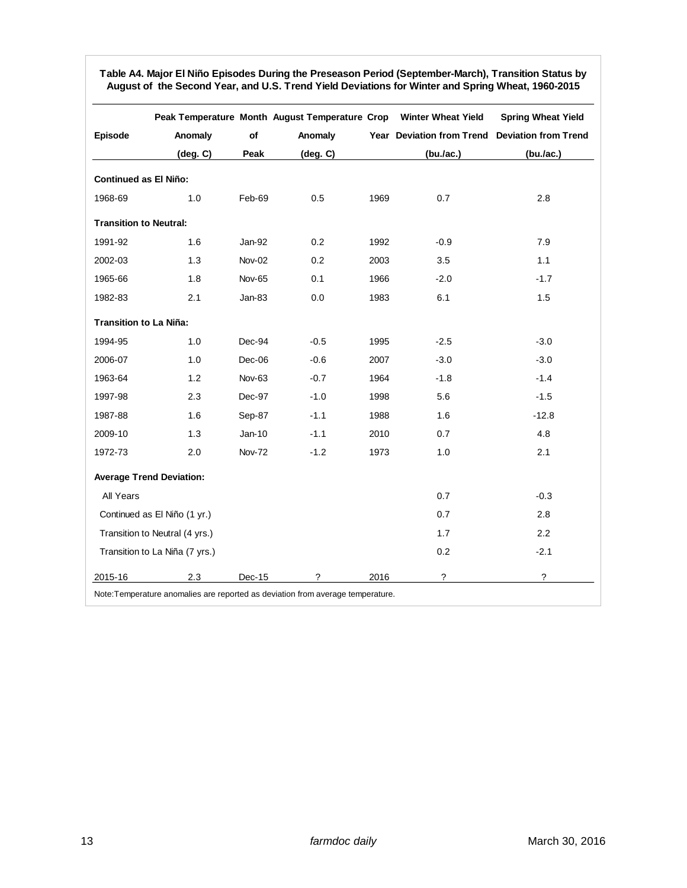**Table A4. Major El Niño Episodes During the Preseason Period (September-March), Transition Status by August of the Second Year, and U.S. Trend Yield Deviations for Winter and Spring Wheat, 1960-2015**

| Episode | Peak Temperature Anomaly (deg. C) | Month of Peak | August Temperature Anomaly (deg. C) | Crop Year | Winter Wheat Yield Deviation from Trend (bu./ac.) | Spring Wheat Yield Deviation from Trend (bu./ac.) |
|---|---|---|---|---|---|---|
| **Continued as El Niño:** | | | | | | |
| 1968-69 | 1.0 | Feb-69 | 0.5 | 1969 | 0.7 | 2.8 |
| **Transition to Neutral:** | | | | | | |
| 1991-92 | 1.6 | Jan-92 | 0.2 | 1992 | -0.9 | 7.9 |
| 2002-03 | 1.3 | Nov-02 | 0.2 | 2003 | 3.5 | 1.1 |
| 1965-66 | 1.8 | Nov-65 | 0.1 | 1966 | -2.0 | -1.7 |
| 1982-83 | 2.1 | Jan-83 | 0.0 | 1983 | 6.1 | 1.5 |
| **Transition to La Niña:** | | | | | | |
| 1994-95 | 1.0 | Dec-94 | -0.5 | 1995 | -2.5 | -3.0 |
| 2006-07 | 1.0 | Dec-06 | -0.6 | 2007 | -3.0 | -3.0 |
| 1963-64 | 1.2 | Nov-63 | -0.7 | 1964 | -1.8 | -1.4 |
| 1997-98 | 2.3 | Dec-97 | -1.0 | 1998 | 5.6 | -1.5 |
| 1987-88 | 1.6 | Sep-87 | -1.1 | 1988 | 1.6 | -12.8 |
| 2009-10 | 1.3 | Jan-10 | -1.1 | 2010 | 0.7 | 4.8 |
| 1972-73 | 2.0 | Nov-72 | -1.2 | 1973 | 1.0 | 2.1 |
| **Average Trend Deviation:** | | | | | | |
| All Years | | | | | 0.7 | -0.3 |
| Continued as El Niño (1 yr.) | | | | | 0.7 | 2.8 |
| Transition to Neutral (4 yrs.) | | | | | 1.7 | 2.2 |
| Transition to La Niña (7 yrs.) | | | | | 0.2 | -2.1 |
| 2015-16 | 2.3 | Dec-15 | ? | 2016 | ? | ? |

Note: Temperature anomalies are reported as deviation from average temperature.